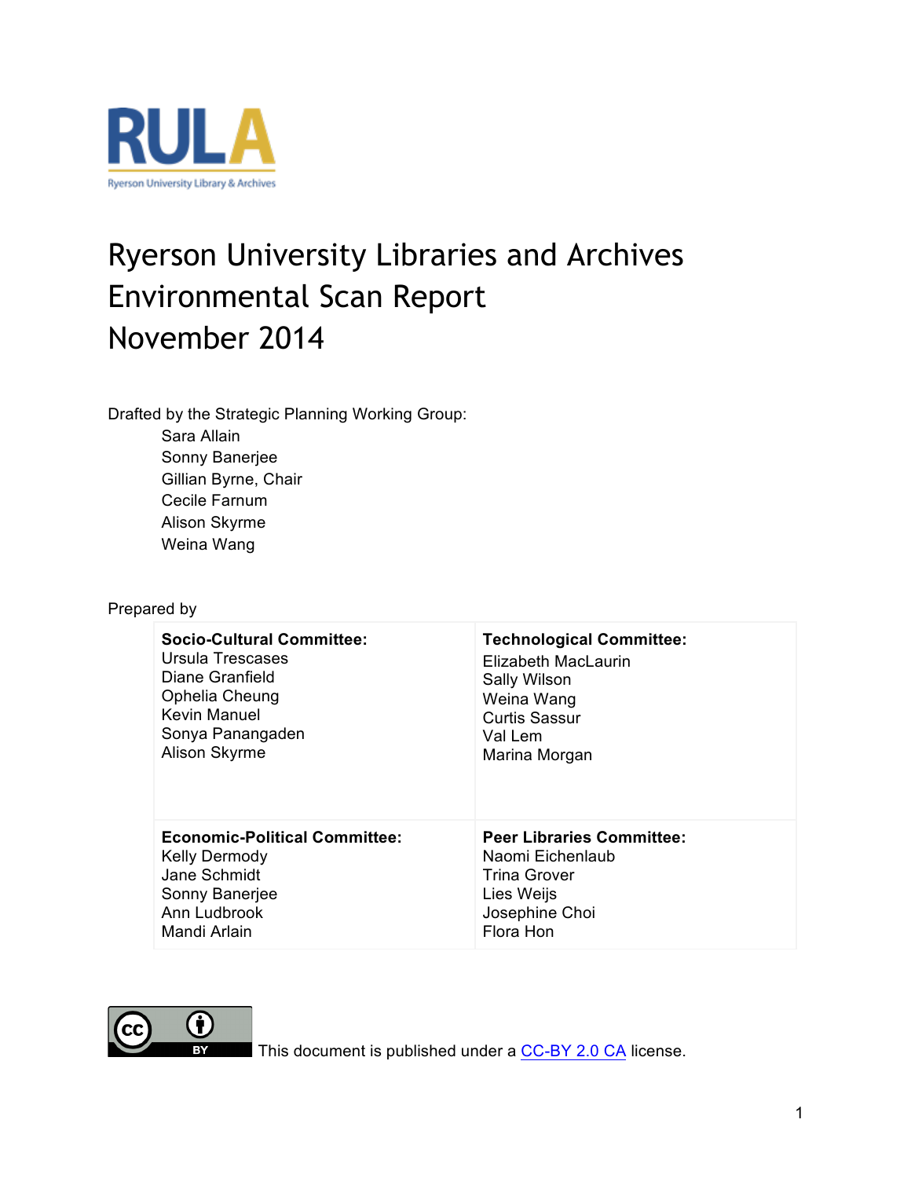RULA

Ryerson University Library & Archives

# Ryerson University Libraries and Archives Environmental Scan Report November 2014

Drafted by the Strategic Planning Working Group:

- Sara Allain
- Sonny Banerjee
- Gillian Byrne, Chair
- Cecile Farnum
- Alison Skyrme
- Weina Wang

Prepared by

| **Socio-Cultural Committee:**<br>Ursula Trescases<br>Diane Granfield<br>Ophelia Cheung<br>Kevin Manuel<br>Sonya Panangaden<br>Alison Skyrme | **Technological Committee:**<br>Elizabeth MacLaurin<br>Sally Wilson<br>Weina Wang<br>Curtis Sassur<br>Val Lem<br>Marina Morgan |
|---|---|
| **Economic-Political Committee:**<br>Kelly Dermody<br>Jane Schmidt<br>Sonny Banerjee<br>Ann Ludbrook<br>Mandi Arlain | **Peer Libraries Committee:**<br>Naomi Eichenlaub<br>Trina Grover<br>Lies Weijs<br>Josephine Choi<br>Flora Hon |

This document is published under a CC-BY 2.0 CA license.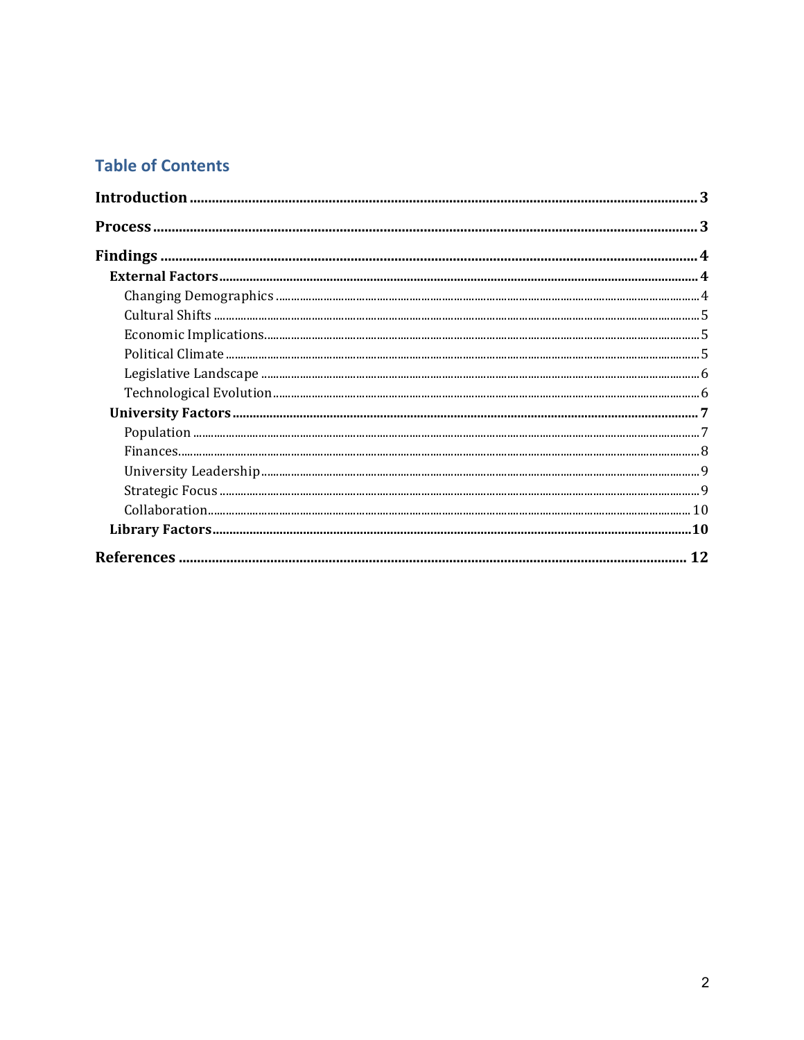## Table of Contents

**Introduction** .................................................. 3

**Process** .................................................. 3

**Findings** .................................................. 4

- **External Factors** .................................................. 4
  - Changing Demographics .................................................. 4
  - Cultural Shifts .................................................. 5
  - Economic Implications .................................................. 5
  - Political Climate .................................................. 5
  - Legislative Landscape .................................................. 6
  - Technological Evolution .................................................. 6
- **University Factors** .................................................. 7
  - Population .................................................. 7
  - Finances .................................................. 8
  - University Leadership .................................................. 9
  - Strategic Focus .................................................. 9
  - Collaboration .................................................. 10
- **Library Factors** .................................................. 10

**References** .................................................. 12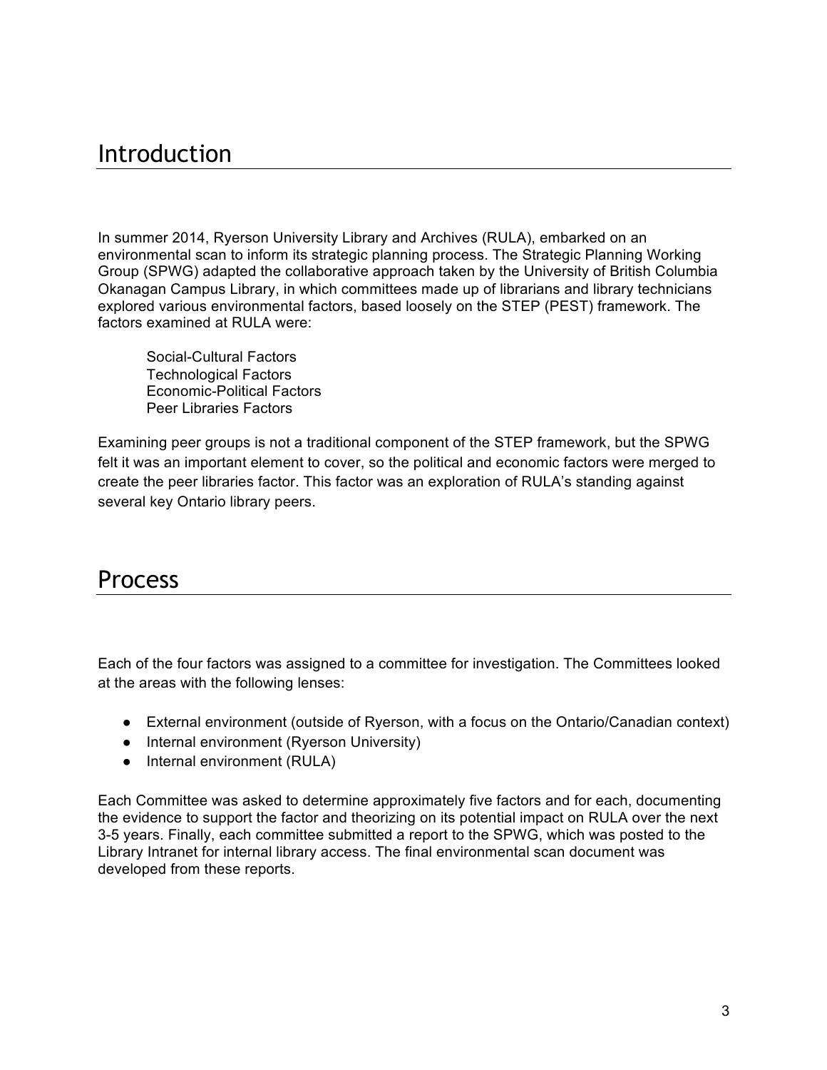# Introduction

In summer 2014, Ryerson University Library and Archives (RULA), embarked on an environmental scan to inform its strategic planning process. The Strategic Planning Working Group (SPWG) adapted the collaborative approach taken by the University of British Columbia Okanagan Campus Library, in which committees made up of librarians and library technicians explored various environmental factors, based loosely on the STEP (PEST) framework. The factors examined at RULA were:

Social-Cultural Factors
Technological Factors
Economic-Political Factors
Peer Libraries Factors

Examining peer groups is not a traditional component of the STEP framework, but the SPWG felt it was an important element to cover, so the political and economic factors were merged to create the peer libraries factor. This factor was an exploration of RULA's standing against several key Ontario library peers.

# Process

Each of the four factors was assigned to a committee for investigation. The Committees looked at the areas with the following lenses:

- External environment (outside of Ryerson, with a focus on the Ontario/Canadian context)
- Internal environment (Ryerson University)
- Internal environment (RULA)

Each Committee was asked to determine approximately five factors and for each, documenting the evidence to support the factor and theorizing on its potential impact on RULA over the next 3-5 years. Finally, each committee submitted a report to the SPWG, which was posted to the Library Intranet for internal library access. The final environmental scan document was developed from these reports.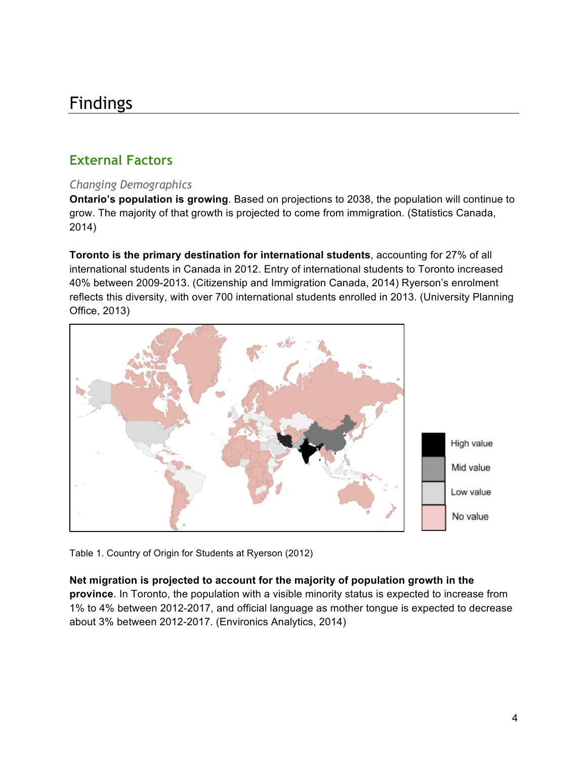# Findings

## External Factors

### *Changing Demographics*

**Ontario's population is growing**. Based on projections to 2038, the population will continue to grow. The majority of that growth is projected to come from immigration. (Statistics Canada, 2014)

**Toronto is the primary destination for international students**, accounting for 27% of all international students in Canada in 2012. Entry of international students to Toronto increased 40% between 2009-2013. (Citizenship and Immigration Canada, 2014) Ryerson's enrolment reflects this diversity, with over 700 international students enrolled in 2013. (University Planning Office, 2013)

Table 1. Country of Origin for Students at Ryerson (2012)

**Net migration is projected to account for the majority of population growth in the province**. In Toronto, the population with a visible minority status is expected to increase from 1% to 4% between 2012-2017, and official language as mother tongue is expected to decrease about 3% between 2012-2017. (Environics Analytics, 2014)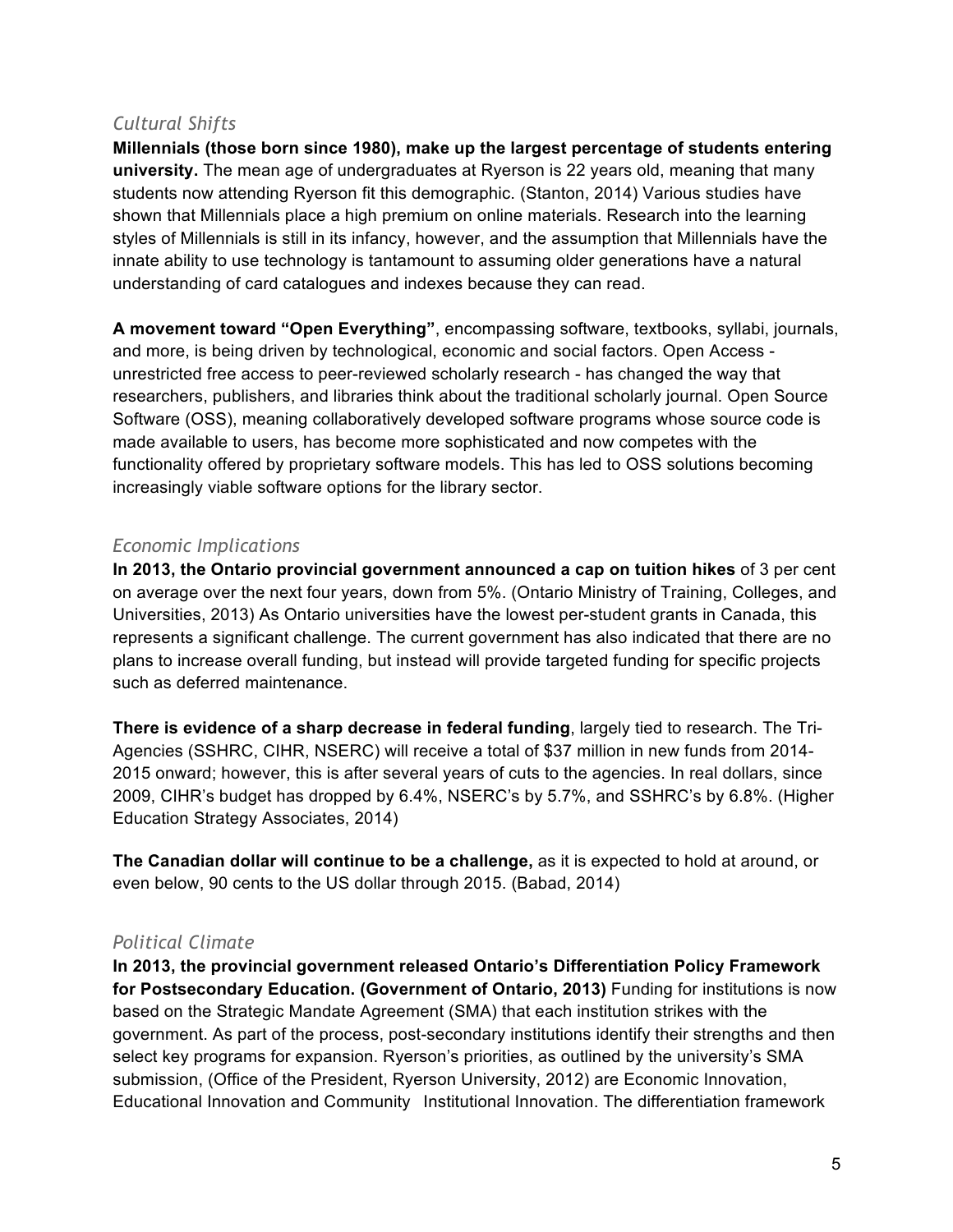### *Cultural Shifts*

**Millennials (those born since 1980), make up the largest percentage of students entering university.** The mean age of undergraduates at Ryerson is 22 years old, meaning that many students now attending Ryerson fit this demographic. (Stanton, 2014) Various studies have shown that Millennials place a high premium on online materials. Research into the learning styles of Millennials is still in its infancy, however, and the assumption that Millennials have the innate ability to use technology is tantamount to assuming older generations have a natural understanding of card catalogues and indexes because they can read.

**A movement toward "Open Everything"**, encompassing software, textbooks, syllabi, journals, and more, is being driven by technological, economic and social factors. Open Access - unrestricted free access to peer-reviewed scholarly research - has changed the way that researchers, publishers, and libraries think about the traditional scholarly journal. Open Source Software (OSS), meaning collaboratively developed software programs whose source code is made available to users, has become more sophisticated and now competes with the functionality offered by proprietary software models. This has led to OSS solutions becoming increasingly viable software options for the library sector.

### *Economic Implications*

**In 2013, the Ontario provincial government announced a cap on tuition hikes** of 3 per cent on average over the next four years, down from 5%. (Ontario Ministry of Training, Colleges, and Universities, 2013) As Ontario universities have the lowest per-student grants in Canada, this represents a significant challenge. The current government has also indicated that there are no plans to increase overall funding, but instead will provide targeted funding for specific projects such as deferred maintenance.

**There is evidence of a sharp decrease in federal funding**, largely tied to research. The Tri-Agencies (SSHRC, CIHR, NSERC) will receive a total of $37 million in new funds from 2014-2015 onward; however, this is after several years of cuts to the agencies. In real dollars, since 2009, CIHR's budget has dropped by 6.4%, NSERC's by 5.7%, and SSHRC's by 6.8%. (Higher Education Strategy Associates, 2014)

**The Canadian dollar will continue to be a challenge,** as it is expected to hold at around, or even below, 90 cents to the US dollar through 2015. (Babad, 2014)

### *Political Climate*

**In 2013, the provincial government released Ontario's Differentiation Policy Framework for Postsecondary Education. (Government of Ontario, 2013)** Funding for institutions is now based on the Strategic Mandate Agreement (SMA) that each institution strikes with the government. As part of the process, post-secondary institutions identify their strengths and then select key programs for expansion. Ryerson's priorities, as outlined by the university's SMA submission, (Office of the President, Ryerson University, 2012) are Economic Innovation, Educational Innovation and Community Institutional Innovation. The differentiation framework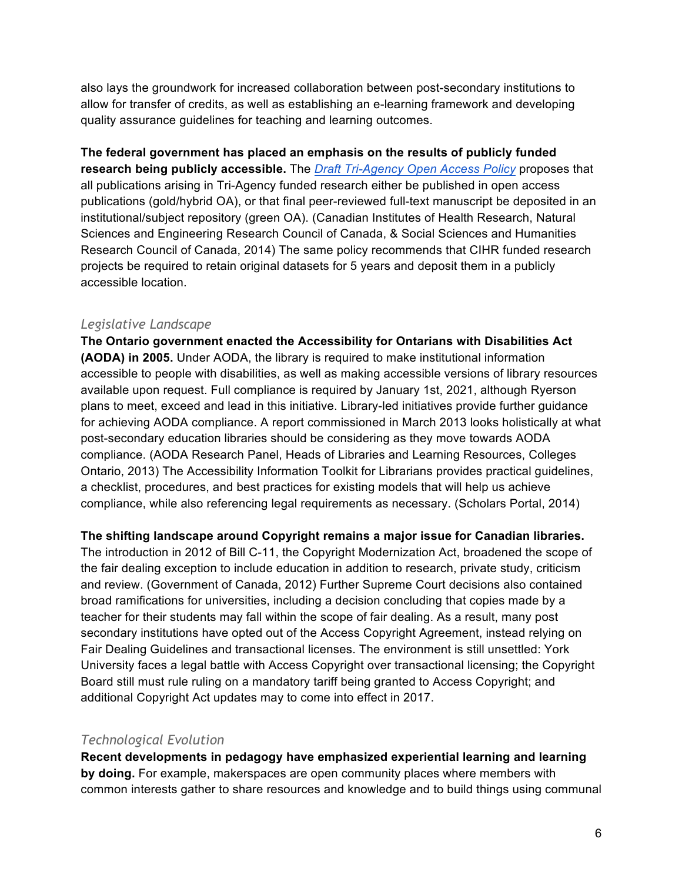also lays the groundwork for increased collaboration between post-secondary institutions to allow for transfer of credits, as well as establishing an e-learning framework and developing quality assurance guidelines for teaching and learning outcomes.

**The federal government has placed an emphasis on the results of publicly funded research being publicly accessible.** The *Draft Tri-Agency Open Access Policy* proposes that all publications arising in Tri-Agency funded research either be published in open access publications (gold/hybrid OA), or that final peer-reviewed full-text manuscript be deposited in an institutional/subject repository (green OA). (Canadian Institutes of Health Research, Natural Sciences and Engineering Research Council of Canada, & Social Sciences and Humanities Research Council of Canada, 2014) The same policy recommends that CIHR funded research projects be required to retain original datasets for 5 years and deposit them in a publicly accessible location.

### *Legislative Landscape*

**The Ontario government enacted the Accessibility for Ontarians with Disabilities Act (AODA) in 2005.** Under AODA, the library is required to make institutional information accessible to people with disabilities, as well as making accessible versions of library resources available upon request. Full compliance is required by January 1st, 2021, although Ryerson plans to meet, exceed and lead in this initiative. Library-led initiatives provide further guidance for achieving AODA compliance. A report commissioned in March 2013 looks holistically at what post-secondary education libraries should be considering as they move towards AODA compliance. (AODA Research Panel, Heads of Libraries and Learning Resources, Colleges Ontario, 2013) The Accessibility Information Toolkit for Librarians provides practical guidelines, a checklist, procedures, and best practices for existing models that will help us achieve compliance, while also referencing legal requirements as necessary. (Scholars Portal, 2014)

**The shifting landscape around Copyright remains a major issue for Canadian libraries.** The introduction in 2012 of Bill C-11, the Copyright Modernization Act, broadened the scope of the fair dealing exception to include education in addition to research, private study, criticism and review. (Government of Canada, 2012) Further Supreme Court decisions also contained broad ramifications for universities, including a decision concluding that copies made by a teacher for their students may fall within the scope of fair dealing. As a result, many post secondary institutions have opted out of the Access Copyright Agreement, instead relying on Fair Dealing Guidelines and transactional licenses. The environment is still unsettled: York University faces a legal battle with Access Copyright over transactional licensing; the Copyright Board still must rule ruling on a mandatory tariff being granted to Access Copyright; and additional Copyright Act updates may to come into effect in 2017.

### *Technological Evolution*

**Recent developments in pedagogy have emphasized experiential learning and learning by doing.** For example, makerspaces are open community places where members with common interests gather to share resources and knowledge and to build things using communal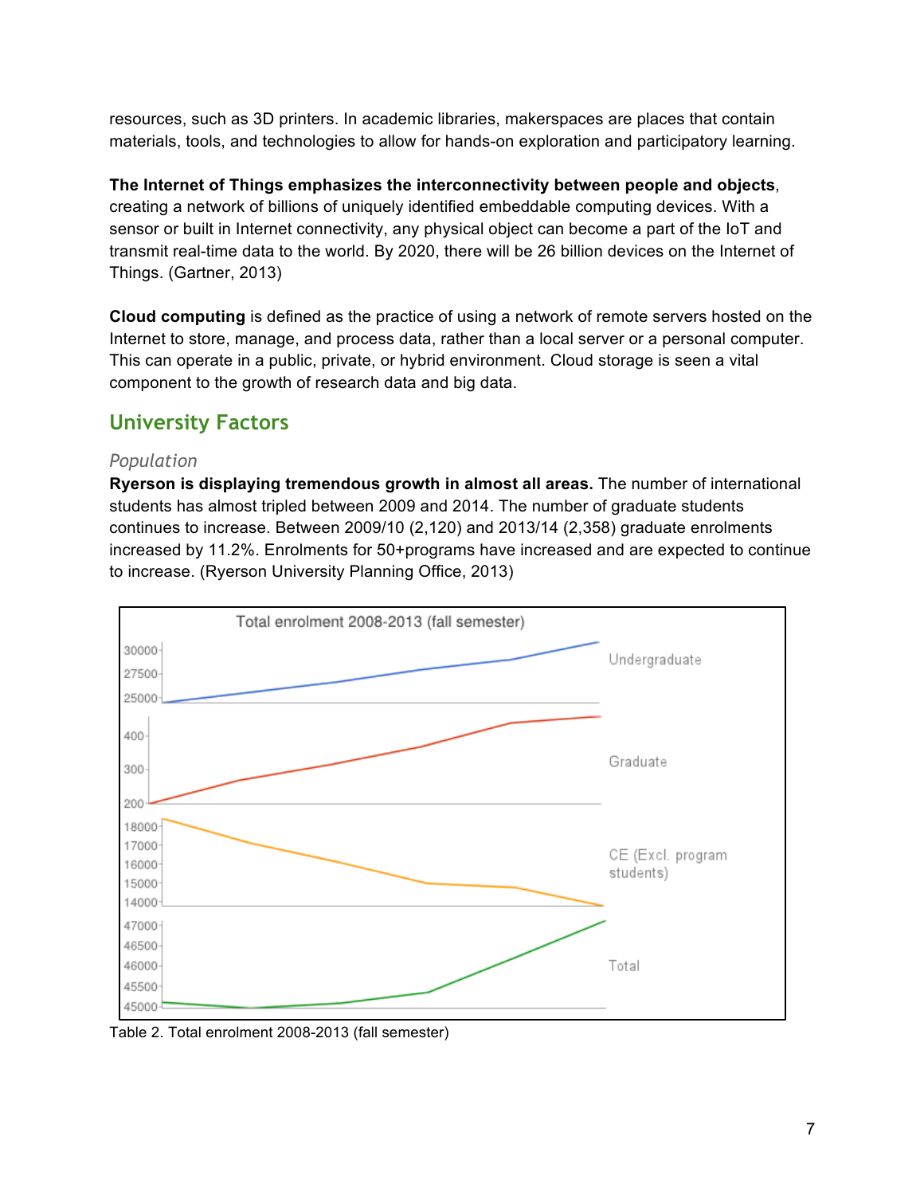resources, such as 3D printers. In academic libraries, makerspaces are places that contain materials, tools, and technologies to allow for hands-on exploration and participatory learning.

**The Internet of Things emphasizes the interconnectivity between people and objects**, creating a network of billions of uniquely identified embeddable computing devices. With a sensor or built in Internet connectivity, any physical object can become a part of the IoT and transmit real-time data to the world. By 2020, there will be 26 billion devices on the Internet of Things. (Gartner, 2013)

**Cloud computing** is defined as the practice of using a network of remote servers hosted on the Internet to store, manage, and process data, rather than a local server or a personal computer. This can operate in a public, private, or hybrid environment. Cloud storage is seen a vital component to the growth of research data and big data.

## University Factors

### *Population*

**Ryerson is displaying tremendous growth in almost all areas.** The number of international students has almost tripled between 2009 and 2014. The number of graduate students continues to increase. Between 2009/10 (2,120) and 2013/14 (2,358) graduate enrolments increased by 11.2%. Enrolments for 50+programs have increased and are expected to continue to increase. (Ryerson University Planning Office, 2013)

Table 2. Total enrolment 2008-2013 (fall semester)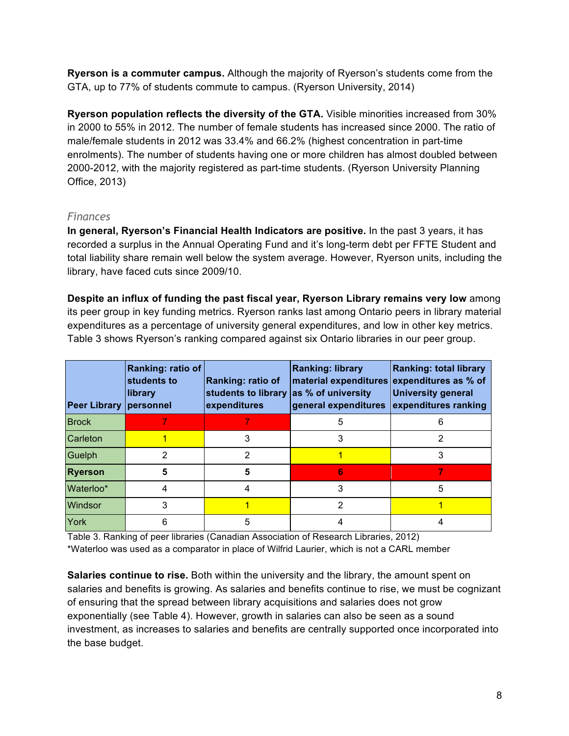**Ryerson is a commuter campus.** Although the majority of Ryerson's students come from the GTA, up to 77% of students commute to campus. (Ryerson University, 2014)

**Ryerson population reflects the diversity of the GTA.** Visible minorities increased from 30% in 2000 to 55% in 2012. The number of female students has increased since 2000. The ratio of male/female students in 2012 was 33.4% and 66.2% (highest concentration in part-time enrolments). The number of students having one or more children has almost doubled between 2000-2012, with the majority registered as part-time students. (Ryerson University Planning Office, 2013)

### *Finances*

**In general, Ryerson's Financial Health Indicators are positive.** In the past 3 years, it has recorded a surplus in the Annual Operating Fund and it's long-term debt per FFTE Student and total liability share remain well below the system average. However, Ryerson units, including the library, have faced cuts since 2009/10.

**Despite an influx of funding the past fiscal year, Ryerson Library remains very low** among its peer group in key funding metrics. Ryerson ranks last among Ontario peers in library material expenditures as a percentage of university general expenditures, and low in other key metrics. Table 3 shows Ryerson's ranking compared against six Ontario libraries in our peer group.

| Peer Library | Ranking: ratio of students to library personnel | Ranking: ratio of students to library expenditures | Ranking: library material expenditures as % of university general expenditures | Ranking: total library expenditures as % of University general expenditures ranking |
|---|---|---|---|---|
| Brock | 7 | 7 | 5 | 6 |
| Carleton | 1 | 3 | 3 | 2 |
| Guelph | 2 | 2 | 1 | 3 |
| **Ryerson** | **5** | **5** | **6** | **7** |
| Waterloo* | 4 | 4 | 3 | 5 |
| Windsor | 3 | 1 | 2 | 1 |
| York | 6 | 5 | 4 | 4 |

Table 3. Ranking of peer libraries (Canadian Association of Research Libraries, 2012)
*Waterloo was used as a comparator in place of Wilfrid Laurier, which is not a CARL member

**Salaries continue to rise.** Both within the university and the library, the amount spent on salaries and benefits is growing. As salaries and benefits continue to rise, we must be cognizant of ensuring that the spread between library acquisitions and salaries does not grow exponentially (see Table 4). However, growth in salaries can also be seen as a sound investment, as increases to salaries and benefits are centrally supported once incorporated into the base budget.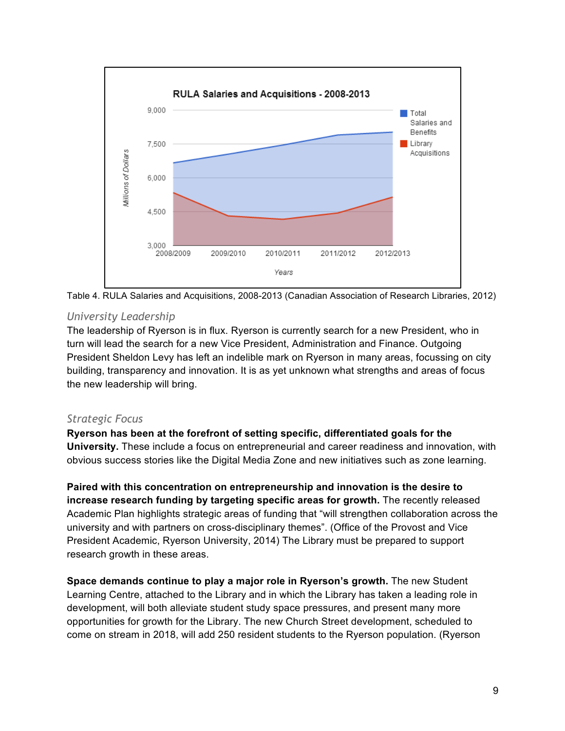Table 4. RULA Salaries and Acquisitions, 2008-2013 (Canadian Association of Research Libraries, 2012)

### *University Leadership*

The leadership of Ryerson is in flux. Ryerson is currently search for a new President, who in turn will lead the search for a new Vice President, Administration and Finance. Outgoing President Sheldon Levy has left an indelible mark on Ryerson in many areas, focussing on city building, transparency and innovation. It is as yet unknown what strengths and areas of focus the new leadership will bring.

### *Strategic Focus*

**Ryerson has been at the forefront of setting specific, differentiated goals for the University.** These include a focus on entrepreneurial and career readiness and innovation, with obvious success stories like the Digital Media Zone and new initiatives such as zone learning.

**Paired with this concentration on entrepreneurship and innovation is the desire to increase research funding by targeting specific areas for growth.** The recently released Academic Plan highlights strategic areas of funding that "will strengthen collaboration across the university and with partners on cross-disciplinary themes". (Office of the Provost and Vice President Academic, Ryerson University, 2014) The Library must be prepared to support research growth in these areas.

**Space demands continue to play a major role in Ryerson's growth.** The new Student Learning Centre, attached to the Library and in which the Library has taken a leading role in development, will both alleviate student study space pressures, and present many more opportunities for growth for the Library. The new Church Street development, scheduled to come on stream in 2018, will add 250 resident students to the Ryerson population. (Ryerson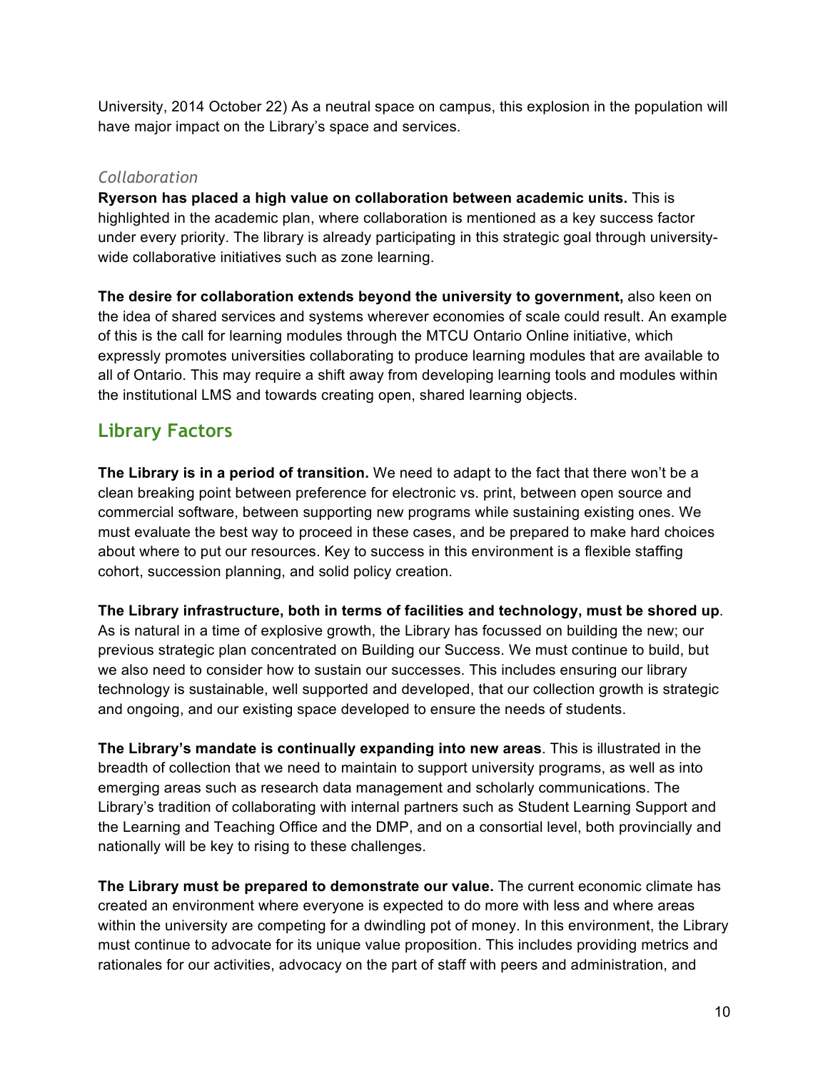University, 2014 October 22) As a neutral space on campus, this explosion in the population will have major impact on the Library's space and services.

### *Collaboration*

**Ryerson has placed a high value on collaboration between academic units.** This is highlighted in the academic plan, where collaboration is mentioned as a key success factor under every priority. The library is already participating in this strategic goal through university-wide collaborative initiatives such as zone learning.

**The desire for collaboration extends beyond the university to government,** also keen on the idea of shared services and systems wherever economies of scale could result. An example of this is the call for learning modules through the MTCU Ontario Online initiative, which expressly promotes universities collaborating to produce learning modules that are available to all of Ontario. This may require a shift away from developing learning tools and modules within the institutional LMS and towards creating open, shared learning objects.

## Library Factors

**The Library is in a period of transition.** We need to adapt to the fact that there won't be a clean breaking point between preference for electronic vs. print, between open source and commercial software, between supporting new programs while sustaining existing ones. We must evaluate the best way to proceed in these cases, and be prepared to make hard choices about where to put our resources. Key to success in this environment is a flexible staffing cohort, succession planning, and solid policy creation.

**The Library infrastructure, both in terms of facilities and technology, must be shored up**. As is natural in a time of explosive growth, the Library has focussed on building the new; our previous strategic plan concentrated on Building our Success. We must continue to build, but we also need to consider how to sustain our successes. This includes ensuring our library technology is sustainable, well supported and developed, that our collection growth is strategic and ongoing, and our existing space developed to ensure the needs of students.

**The Library's mandate is continually expanding into new areas**. This is illustrated in the breadth of collection that we need to maintain to support university programs, as well as into emerging areas such as research data management and scholarly communications. The Library's tradition of collaborating with internal partners such as Student Learning Support and the Learning and Teaching Office and the DMP, and on a consortial level, both provincially and nationally will be key to rising to these challenges.

**The Library must be prepared to demonstrate our value.** The current economic climate has created an environment where everyone is expected to do more with less and where areas within the university are competing for a dwindling pot of money. In this environment, the Library must continue to advocate for its unique value proposition. This includes providing metrics and rationales for our activities, advocacy on the part of staff with peers and administration, and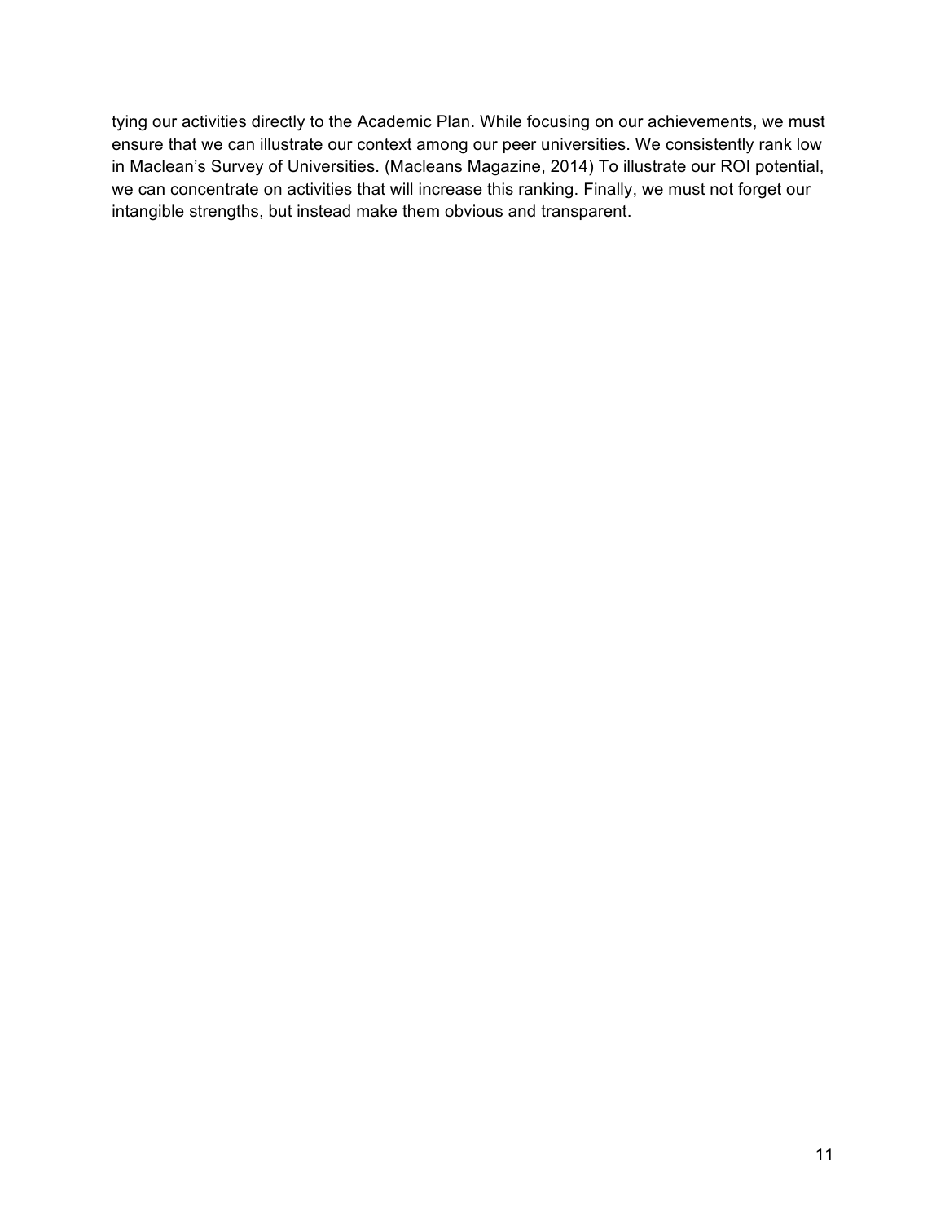tying our activities directly to the Academic Plan. While focusing on our achievements, we must ensure that we can illustrate our context among our peer universities. We consistently rank low in Maclean's Survey of Universities. (Macleans Magazine, 2014) To illustrate our ROI potential, we can concentrate on activities that will increase this ranking. Finally, we must not forget our intangible strengths, but instead make them obvious and transparent.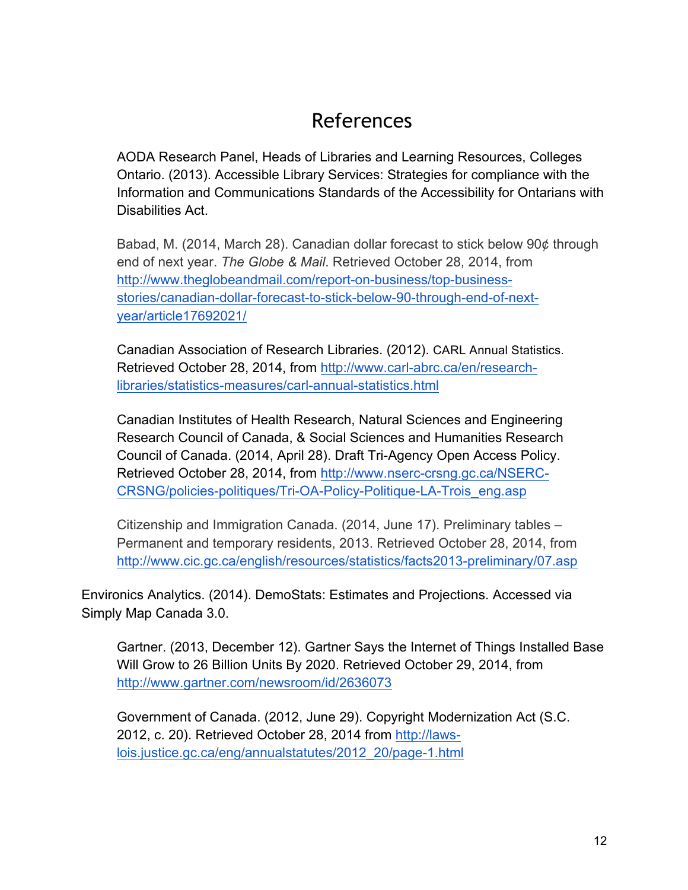# References

AODA Research Panel, Heads of Libraries and Learning Resources, Colleges Ontario. (2013). Accessible Library Services: Strategies for compliance with the Information and Communications Standards of the Accessibility for Ontarians with Disabilities Act.

Babad, M. (2014, March 28). Canadian dollar forecast to stick below 90¢ through end of next year. *The Globe & Mail*. Retrieved October 28, 2014, from http://www.theglobeandmail.com/report-on-business/top-business-stories/canadian-dollar-forecast-to-stick-below-90-through-end-of-next-year/article17692021/

Canadian Association of Research Libraries. (2012). CARL Annual Statistics. Retrieved October 28, 2014, from http://www.carl-abrc.ca/en/research-libraries/statistics-measures/carl-annual-statistics.html

Canadian Institutes of Health Research, Natural Sciences and Engineering Research Council of Canada, & Social Sciences and Humanities Research Council of Canada. (2014, April 28). Draft Tri-Agency Open Access Policy. Retrieved October 28, 2014, from http://www.nserc-crsng.gc.ca/NSERC-CRSNG/policies-politiques/Tri-OA-Policy-Politique-LA-Trois_eng.asp

Citizenship and Immigration Canada. (2014, June 17). Preliminary tables – Permanent and temporary residents, 2013. Retrieved October 28, 2014, from http://www.cic.gc.ca/english/resources/statistics/facts2013-preliminary/07.asp

Environics Analytics. (2014). DemoStats: Estimates and Projections. Accessed via Simply Map Canada 3.0.

Gartner. (2013, December 12). Gartner Says the Internet of Things Installed Base Will Grow to 26 Billion Units By 2020. Retrieved October 29, 2014, from http://www.gartner.com/newsroom/id/2636073

Government of Canada. (2012, June 29). Copyright Modernization Act (S.C. 2012, c. 20). Retrieved October 28, 2014 from http://laws-lois.justice.gc.ca/eng/annualstatutes/2012_20/page-1.html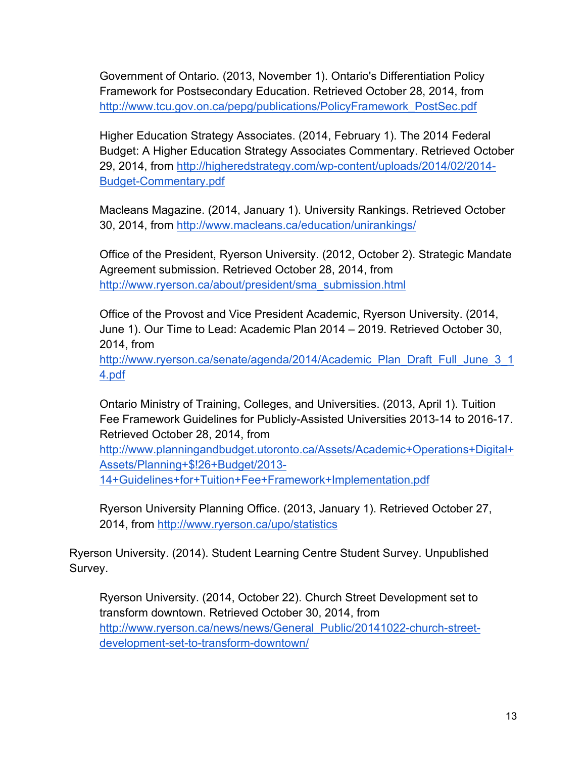Government of Ontario. (2013, November 1). Ontario's Differentiation Policy Framework for Postsecondary Education. Retrieved October 28, 2014, from http://www.tcu.gov.on.ca/pepg/publications/PolicyFramework_PostSec.pdf

Higher Education Strategy Associates. (2014, February 1). The 2014 Federal Budget: A Higher Education Strategy Associates Commentary. Retrieved October 29, 2014, from http://higheredstrategy.com/wp-content/uploads/2014/02/2014-Budget-Commentary.pdf

Macleans Magazine. (2014, January 1). University Rankings. Retrieved October 30, 2014, from http://www.macleans.ca/education/unirankings/

Office of the President, Ryerson University. (2012, October 2). Strategic Mandate Agreement submission. Retrieved October 28, 2014, from http://www.ryerson.ca/about/president/sma_submission.html

Office of the Provost and Vice President Academic, Ryerson University. (2014, June 1). Our Time to Lead: Academic Plan 2014 – 2019. Retrieved October 30, 2014, from http://www.ryerson.ca/senate/agenda/2014/Academic_Plan_Draft_Full_June_3_14.pdf

Ontario Ministry of Training, Colleges, and Universities. (2013, April 1). Tuition Fee Framework Guidelines for Publicly-Assisted Universities 2013-14 to 2016-17. Retrieved October 28, 2014, from http://www.planningandbudget.utoronto.ca/Assets/Academic+Operations+Digital+Assets/Planning+$!26+Budget/2013-14+Guidelines+for+Tuition+Fee+Framework+Implementation.pdf

Ryerson University Planning Office. (2013, January 1). Retrieved October 27, 2014, from http://www.ryerson.ca/upo/statistics

Ryerson University. (2014). Student Learning Centre Student Survey. Unpublished Survey.

Ryerson University. (2014, October 22). Church Street Development set to transform downtown. Retrieved October 30, 2014, from http://www.ryerson.ca/news/news/General_Public/20141022-church-street-development-set-to-transform-downtown/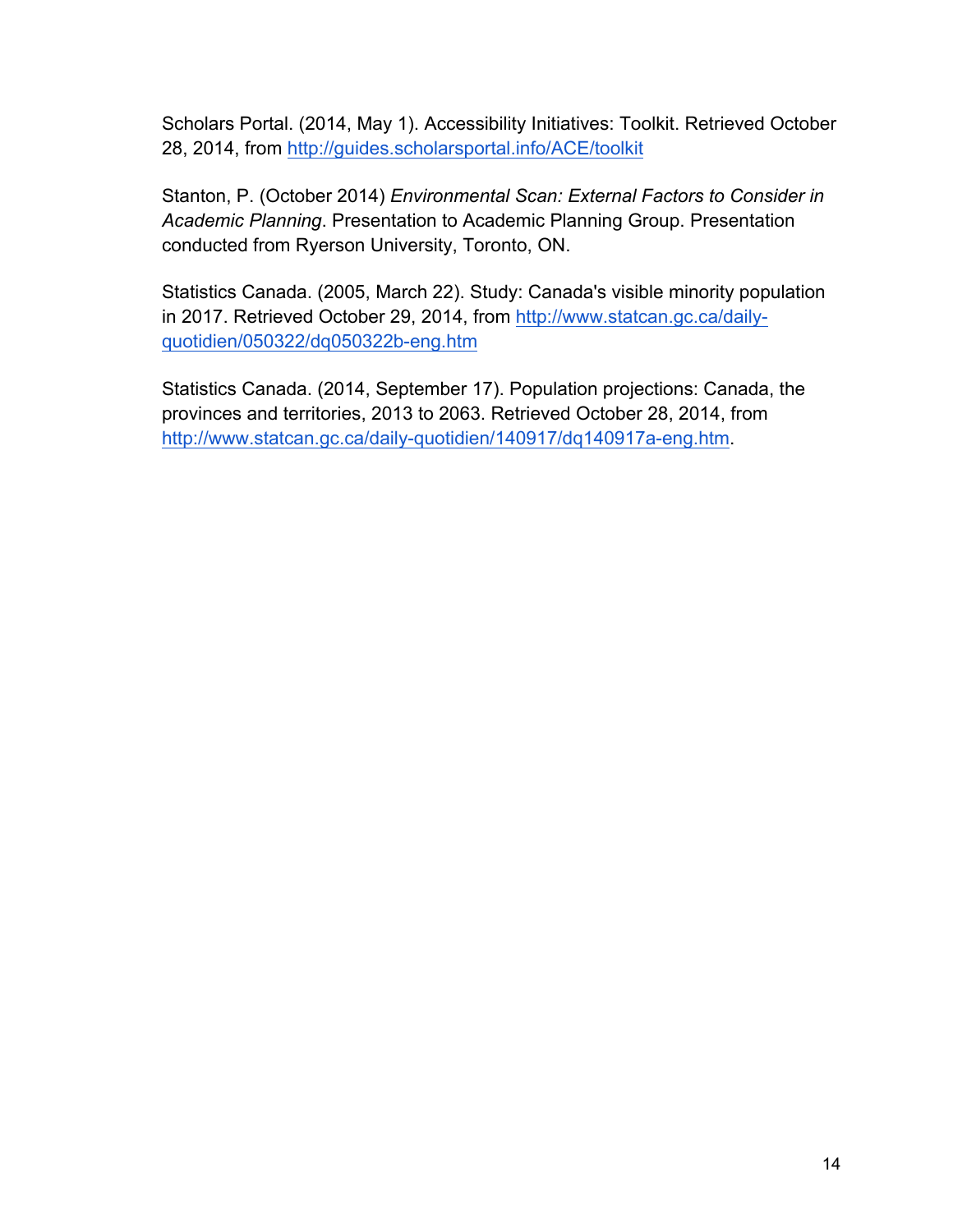Scholars Portal. (2014, May 1). Accessibility Initiatives: Toolkit. Retrieved October 28, 2014, from http://guides.scholarsportal.info/ACE/toolkit

Stanton, P. (October 2014) *Environmental Scan: External Factors to Consider in Academic Planning*. Presentation to Academic Planning Group. Presentation conducted from Ryerson University, Toronto, ON.

Statistics Canada. (2005, March 22). Study: Canada's visible minority population in 2017. Retrieved October 29, 2014, from http://www.statcan.gc.ca/daily-quotidien/050322/dq050322b-eng.htm

Statistics Canada. (2014, September 17). Population projections: Canada, the provinces and territories, 2013 to 2063. Retrieved October 28, 2014, from http://www.statcan.gc.ca/daily-quotidien/140917/dq140917a-eng.htm.